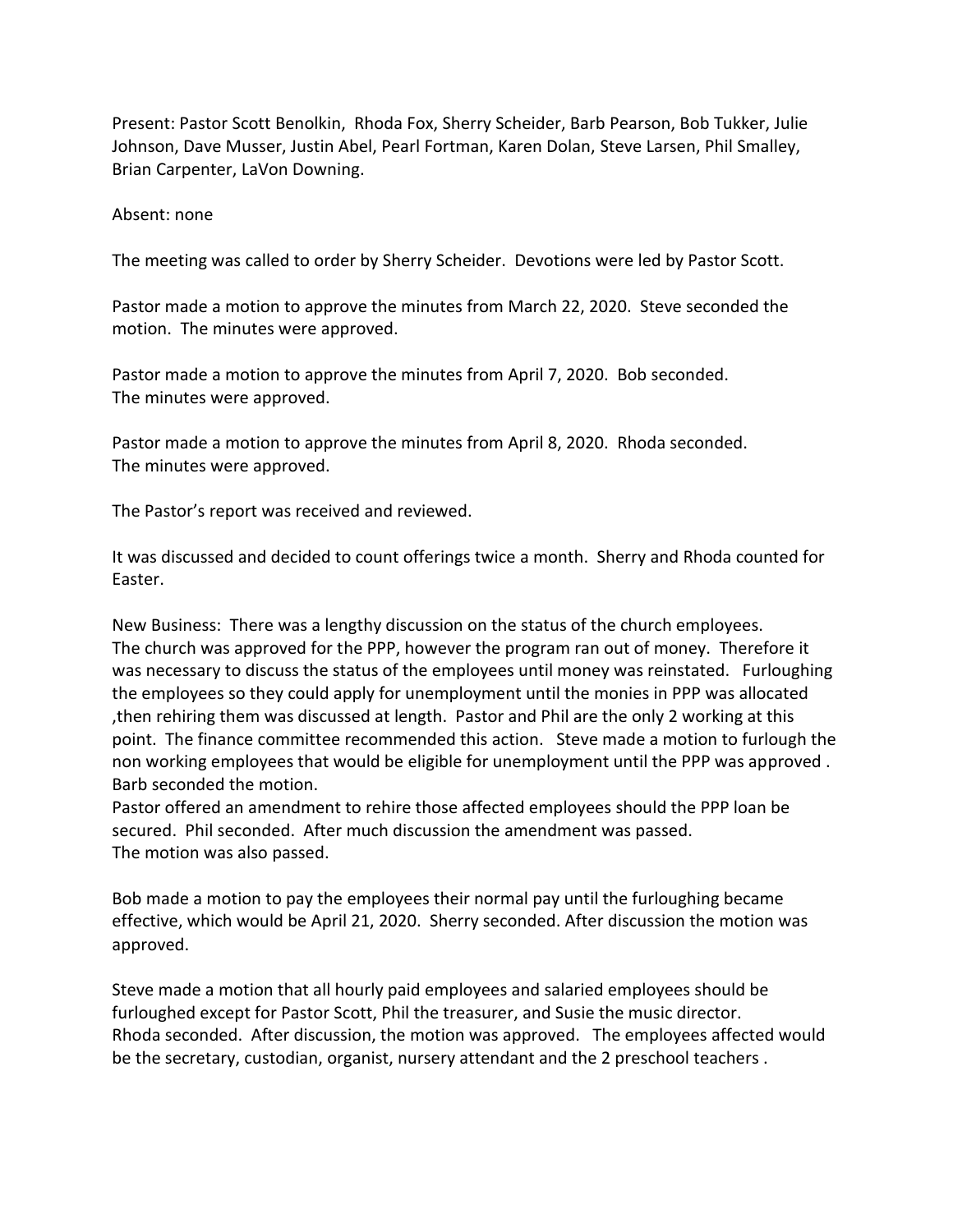Present: Pastor Scott Benolkin, Rhoda Fox, Sherry Scheider, Barb Pearson, Bob Tukker, Julie Johnson, Dave Musser, Justin Abel, Pearl Fortman, Karen Dolan, Steve Larsen, Phil Smalley, Brian Carpenter, LaVon Downing.

Absent: none

The meeting was called to order by Sherry Scheider. Devotions were led by Pastor Scott.

Pastor made a motion to approve the minutes from March 22, 2020. Steve seconded the motion. The minutes were approved.

Pastor made a motion to approve the minutes from April 7, 2020. Bob seconded. The minutes were approved.

Pastor made a motion to approve the minutes from April 8, 2020. Rhoda seconded. The minutes were approved.

The Pastor's report was received and reviewed.

It was discussed and decided to count offerings twice a month. Sherry and Rhoda counted for Easter.

New Business: There was a lengthy discussion on the status of the church employees. The church was approved for the PPP, however the program ran out of money. Therefore it was necessary to discuss the status of the employees until money was reinstated. Furloughing the employees so they could apply for unemployment until the monies in PPP was allocated ,then rehiring them was discussed at length. Pastor and Phil are the only 2 working at this point. The finance committee recommended this action. Steve made a motion to furlough the non working employees that would be eligible for unemployment until the PPP was approved . Barb seconded the motion.
Pastor offered an amendment to rehire those affected employees should the PPP loan be secured. Phil seconded. After much discussion the amendment was passed.
The motion was also passed.

Bob made a motion to pay the employees their normal pay until the furloughing became effective, which would be April 21, 2020. Sherry seconded. After discussion the motion was approved.

Steve made a motion that all hourly paid employees and salaried employees should be furloughed except for Pastor Scott, Phil the treasurer, and Susie the music director.
Rhoda seconded. After discussion, the motion was approved. The employees affected would be the secretary, custodian, organist, nursery attendant and the 2 preschool teachers .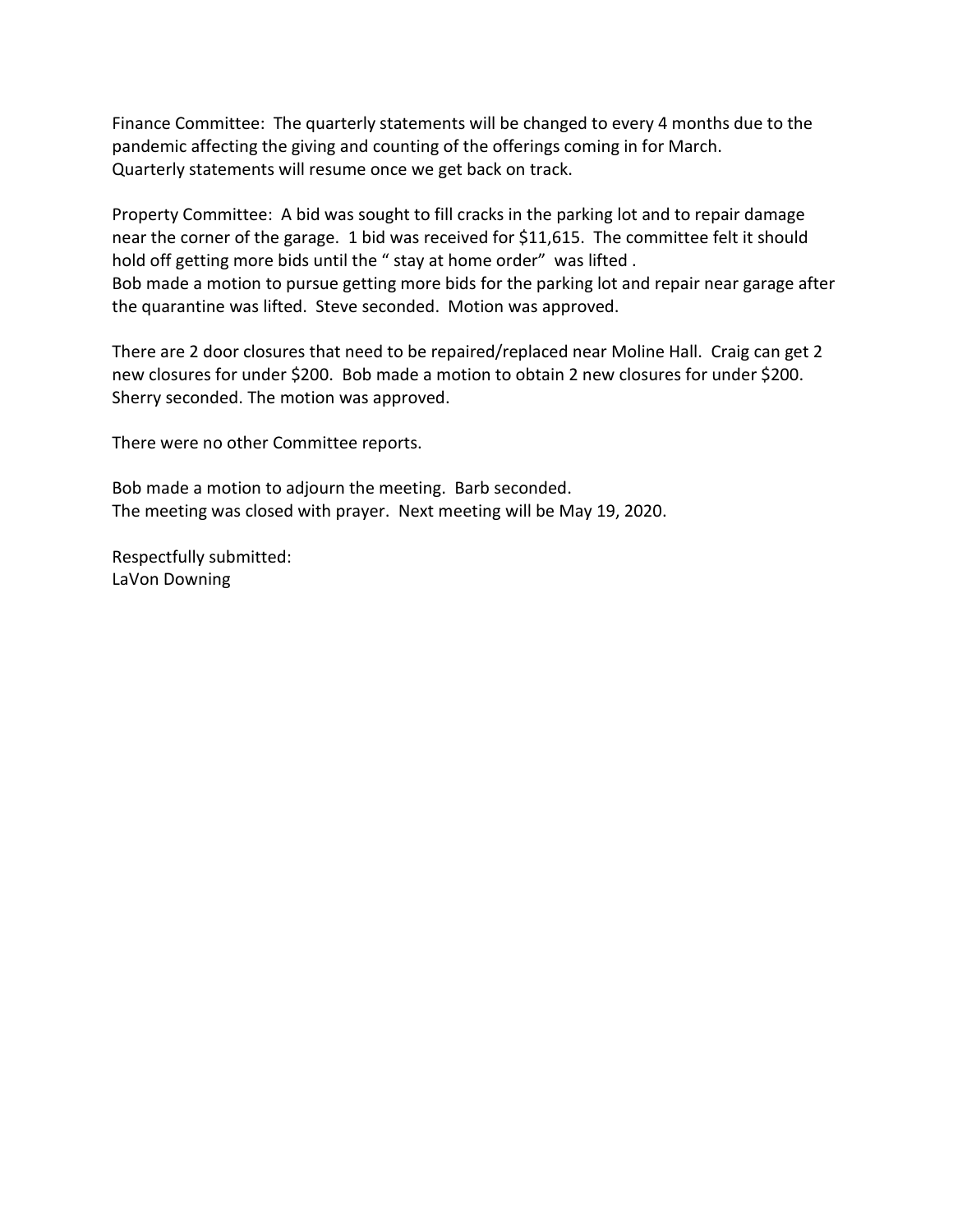Finance Committee: The quarterly statements will be changed to every 4 months due to the pandemic affecting the giving and counting of the offerings coming in for March.
Quarterly statements will resume once we get back on track.

Property Committee: A bid was sought to fill cracks in the parking lot and to repair damage near the corner of the garage. 1 bid was received for $11,615. The committee felt it should hold off getting more bids until the " stay at home order" was lifted .
Bob made a motion to pursue getting more bids for the parking lot and repair near garage after the quarantine was lifted. Steve seconded. Motion was approved.

There are 2 door closures that need to be repaired/replaced near Moline Hall. Craig can get 2 new closures for under $200. Bob made a motion to obtain 2 new closures for under $200. Sherry seconded. The motion was approved.

There were no other Committee reports.

Bob made a motion to adjourn the meeting. Barb seconded.
The meeting was closed with prayer. Next meeting will be May 19, 2020.

Respectfully submitted:
LaVon Downing